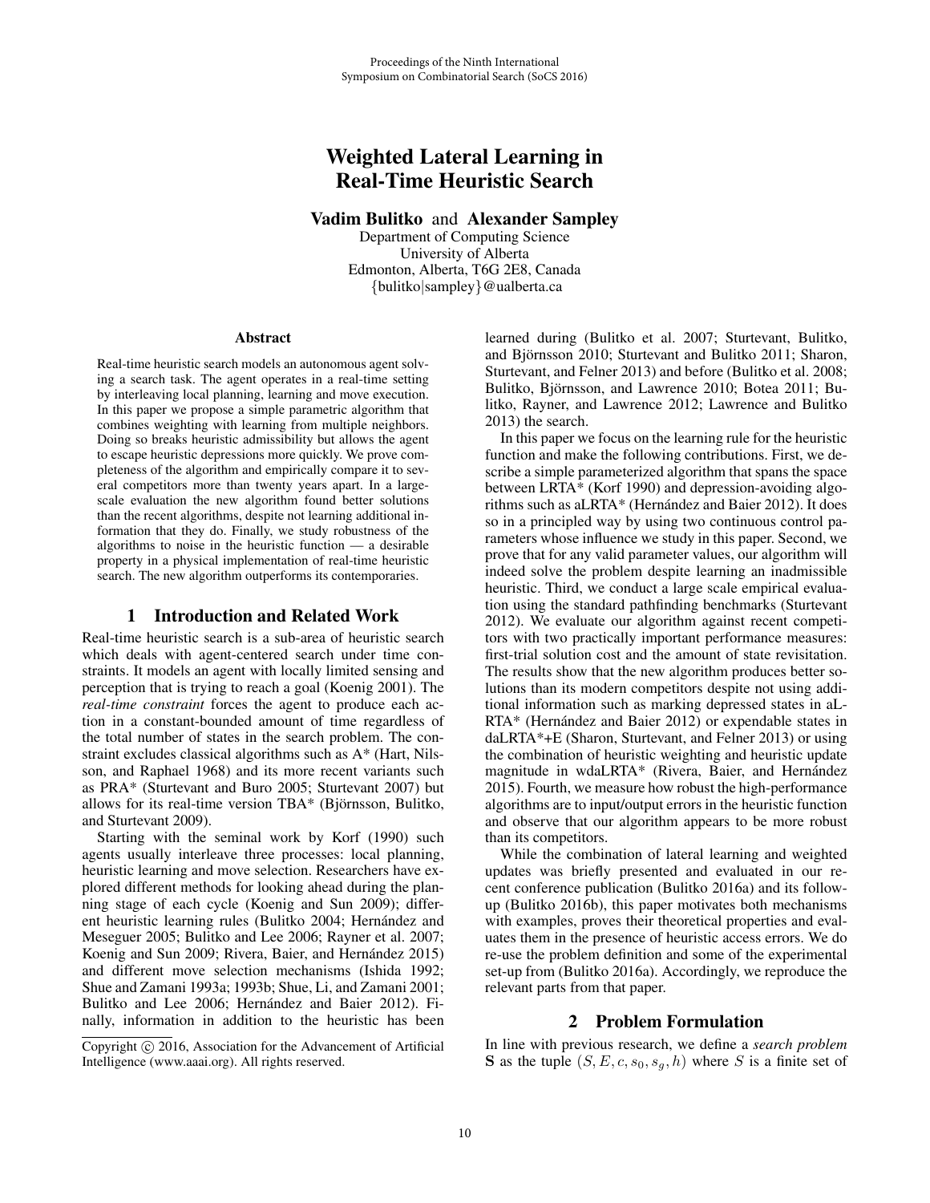Proceedings of the Ninth International
Symposium on Combinatorial Search (SoCS 2016)

# Weighted Lateral Learning in Real-Time Heuristic Search

**Vadim Bulitko** and **Alexander Sampley**

Department of Computing Science
University of Alberta
Edmonton, Alberta, T6G 2E8, Canada
{bulitko|sampley}@ualberta.ca

### Abstract

Real-time heuristic search models an autonomous agent solving a search task. The agent operates in a real-time setting by interleaving local planning, learning and move execution. In this paper we propose a simple parametric algorithm that combines weighting with learning from multiple neighbors. Doing so breaks heuristic admissibility but allows the agent to escape heuristic depressions more quickly. We prove completeness of the algorithm and empirically compare it to several competitors more than twenty years apart. In a large-scale evaluation the new algorithm found better solutions than the recent algorithms, despite not learning additional information that they do. Finally, we study robustness of the algorithms to noise in the heuristic function — a desirable property in a physical implementation of real-time heuristic search. The new algorithm outperforms its contemporaries.

## 1 Introduction and Related Work

Real-time heuristic search is a sub-area of heuristic search which deals with agent-centered search under time constraints. It models an agent with locally limited sensing and perception that is trying to reach a goal (Koenig 2001). The *real-time constraint* forces the agent to produce each action in a constant-bounded amount of time regardless of the total number of states in the search problem. The constraint excludes classical algorithms such as A* (Hart, Nilsson, and Raphael 1968) and its more recent variants such as PRA* (Sturtevant and Buro 2005; Sturtevant 2007) but allows for its real-time version TBA* (Björnsson, Bulitko, and Sturtevant 2009).

Starting with the seminal work by Korf (1990) such agents usually interleave three processes: local planning, heuristic learning and move selection. Researchers have explored different methods for looking ahead during the planning stage of each cycle (Koenig and Sun 2009); different heuristic learning rules (Bulitko 2004; Hernández and Meseguer 2005; Bulitko and Lee 2006; Rayner et al. 2007; Koenig and Sun 2009; Rivera, Baier, and Hernández 2015) and different move selection mechanisms (Ishida 1992; Shue and Zamani 1993a; 1993b; Shue, Li, and Zamani 2001; Bulitko and Lee 2006; Hernández and Baier 2012). Finally, information in addition to the heuristic has been learned during (Bulitko et al. 2007; Sturtevant, Bulitko, and Björnsson 2010; Sturtevant and Bulitko 2011; Sharon, Sturtevant, and Felner 2013) and before (Bulitko et al. 2008; Bulitko, Björnsson, and Lawrence 2010; Botea 2011; Bulitko, Rayner, and Lawrence 2012; Lawrence and Bulitko 2013) the search.

In this paper we focus on the learning rule for the heuristic function and make the following contributions. First, we describe a simple parameterized algorithm that spans the space between LRTA* (Korf 1990) and depression-avoiding algorithms such as aLRTA* (Hernández and Baier 2012). It does so in a principled way by using two continuous control parameters whose influence we study in this paper. Second, we prove that for any valid parameter values, our algorithm will indeed solve the problem despite learning an inadmissible heuristic. Third, we conduct a large scale empirical evaluation using the standard pathfinding benchmarks (Sturtevant 2012). We evaluate our algorithm against recent competitors with two practically important performance measures: first-trial solution cost and the amount of state revisitation. The results show that the new algorithm produces better solutions than its modern competitors despite not using additional information such as marking depressed states in aLRTA* (Hernández and Baier 2012) or expendable states in daLRTA*+E (Sharon, Sturtevant, and Felner 2013) or using the combination of heuristic weighting and heuristic update magnitude in wdaLRTA* (Rivera, Baier, and Hernández 2015). Fourth, we measure how robust the high-performance algorithms are to input/output errors in the heuristic function and observe that our algorithm appears to be more robust than its competitors.

While the combination of lateral learning and weighted updates was briefly presented and evaluated in our recent conference publication (Bulitko 2016a) and its follow-up (Bulitko 2016b), this paper motivates both mechanisms with examples, proves their theoretical properties and evaluates them in the presence of heuristic access errors. We do re-use the problem definition and some of the experimental set-up from (Bulitko 2016a). Accordingly, we reproduce the relevant parts from that paper.

## 2 Problem Formulation

In line with previous research, we define a *search problem* **S** as the tuple $(S, E, c, s_0, s_g, h)$ where $S$ is a finite set of

Copyright © 2016, Association for the Advancement of Artificial Intelligence (www.aaai.org). All rights reserved.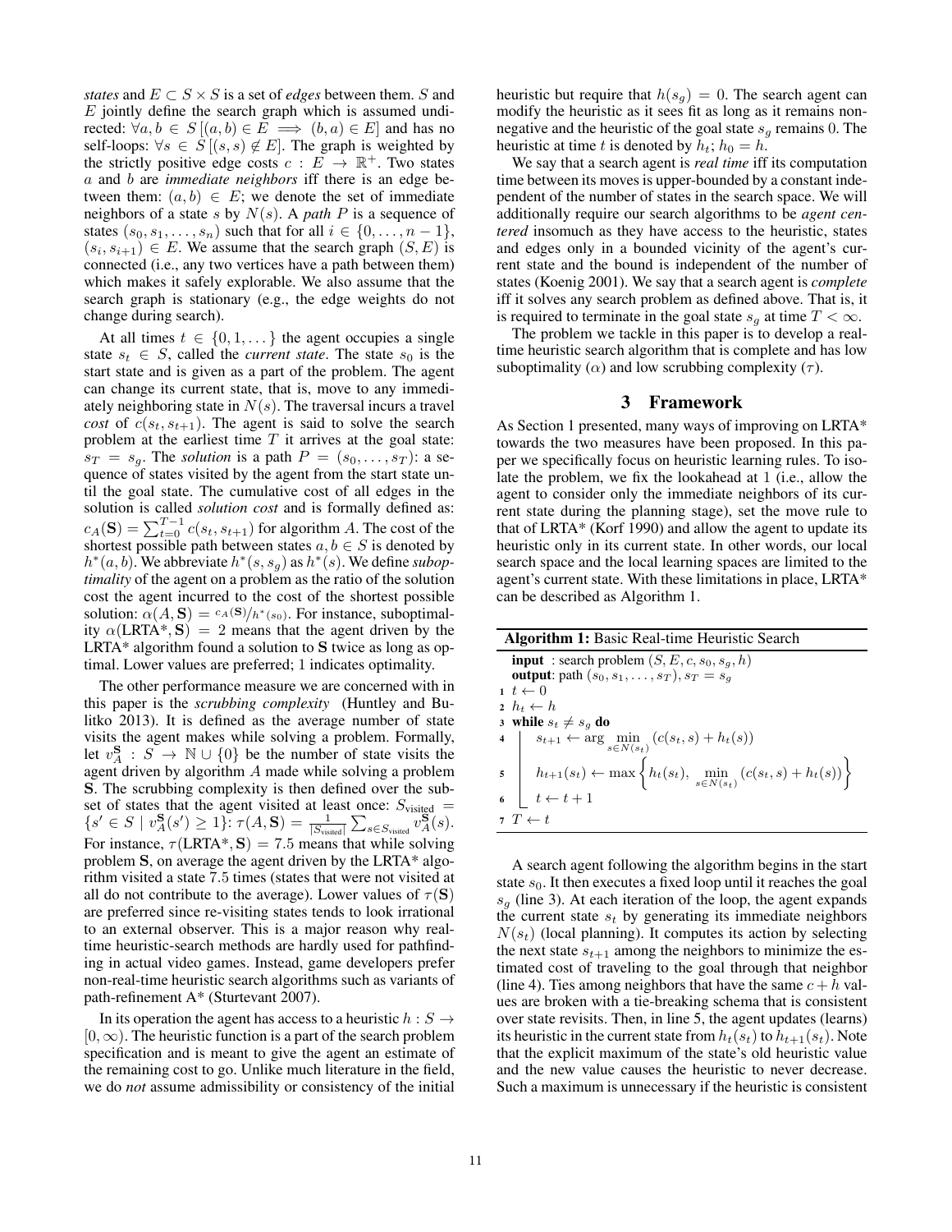*states* and $E \subset S \times S$ is a set of *edges* between them. $S$ and $E$ jointly define the search graph which is assumed undirected: $\forall a, b \in S\,[(a,b) \in E \implies (b,a) \in E]$ and has no self-loops: $\forall s \in S\,[(s,s) \notin E]$. The graph is weighted by the strictly positive edge costs $c : E \to \mathbb{R}^+$. Two states $a$ and $b$ are *immediate neighbors* iff there is an edge between them: $(a,b) \in E$; we denote the set of immediate neighbors of a state $s$ by $N(s)$. A *path* $P$ is a sequence of states $(s_0, s_1, \ldots, s_n)$ such that for all $i \in \{0, \ldots, n-1\}$, $(s_i, s_{i+1}) \in E$. We assume that the search graph $(S, E)$ is connected (i.e., any two vertices have a path between them) which makes it safely explorable. We also assume that the search graph is stationary (e.g., the edge weights do not change during search).

At all times $t \in \{0, 1, \ldots\}$ the agent occupies a single state $s_t \in S$, called the *current state*. The state $s_0$ is the start state and is given as a part of the problem. The agent can change its current state, that is, move to any immediately neighboring state in $N(s)$. The traversal incurs a travel *cost* of $c(s_t, s_{t+1})$. The agent is said to solve the search problem at the earliest time $T$ it arrives at the goal state: $s_T = s_g$. The *solution* is a path $P = (s_0, \ldots, s_T)$: a sequence of states visited by the agent from the start state until the goal state. The cumulative cost of all edges in the solution is called *solution cost* and is formally defined as: $c_A(\mathbf{S}) = \sum_{t=0}^{T-1} c(s_t, s_{t+1})$ for algorithm $A$. The cost of the shortest possible path between states $a, b \in S$ is denoted by $h^*(a, b)$. We abbreviate $h^*(s, s_g)$ as $h^*(s)$. We define *suboptimality* of the agent on a problem as the ratio of the solution cost the agent incurred to the cost of the shortest possible solution: $\alpha(A, \mathbf{S}) = c_A(\mathbf{S})/h^*(s_0)$. For instance, suboptimality $\alpha(\text{LRTA*}, \mathbf{S}) = 2$ means that the agent driven by the LRTA* algorithm found a solution to $\mathbf{S}$ twice as long as optimal. Lower values are preferred; 1 indicates optimality.

The other performance measure we are concerned with in this paper is the *scrubbing complexity* (Huntley and Bulitko 2013). It is defined as the average number of state visits the agent makes while solving a problem. Formally, let $v_A^{\mathbf{S}} : S \to \mathbb{N} \cup \{0\}$ be the number of state visits the agent driven by algorithm $A$ made while solving a problem $\mathbf{S}$. The scrubbing complexity is then defined over the subset of states that the agent visited at least once: $S_{\text{visited}} = \{s' \in S \mid v_A^{\mathbf{S}}(s') \geq 1\}$: $\tau(A, \mathbf{S}) = \frac{1}{|S_{\text{visited}}|} \sum_{s \in S_{\text{visited}}} v_A^{\mathbf{S}}(s)$. For instance, $\tau(\text{LRTA*}, \mathbf{S}) = 7.5$ means that while solving problem $\mathbf{S}$, on average the agent driven by the LRTA* algorithm visited a state 7.5 times (states that were not visited at all do not contribute to the average). Lower values of $\tau(\mathbf{S})$ are preferred since re-visiting states tends to look irrational to an external observer. This is a major reason why real-time heuristic-search methods are hardly used for pathfinding in actual video games. Instead, game developers prefer non-real-time heuristic search algorithms such as variants of path-refinement A* (Sturtevant 2007).

In its operation the agent has access to a heuristic $h : S \to [0, \infty)$. The heuristic function is a part of the search problem specification and is meant to give the agent an estimate of the remaining cost to go. Unlike much literature in the field, we do *not* assume admissibility or consistency of the initial heuristic but require that $h(s_g) = 0$. The search agent can modify the heuristic as it sees fit as long as it remains non-negative and the heuristic of the goal state $s_g$ remains 0. The heuristic at time $t$ is denoted by $h_t$; $h_0 = h$.

We say that a search agent is *real time* iff its computation time between its moves is upper-bounded by a constant independent of the number of states in the search space. We will additionally require our search algorithms to be *agent centered* insomuch as they have access to the heuristic, states and edges only in a bounded vicinity of the agent's current state and the bound is independent of the number of states (Koenig 2001). We say that a search agent is *complete* iff it solves any search problem as defined above. That is, it is required to terminate in the goal state $s_g$ at time $T < \infty$.

The problem we tackle in this paper is to develop a real-time heuristic search algorithm that is complete and has low suboptimality ($\alpha$) and low scrubbing complexity ($\tau$).

## 3 Framework

As Section 1 presented, many ways of improving on LRTA* towards the two measures have been proposed. In this paper we specifically focus on heuristic learning rules. To isolate the problem, we fix the lookahead at 1 (i.e., allow the agent to consider only the immediate neighbors of its current state during the planning stage), set the move rule to that of LRTA* (Korf 1990) and allow the agent to update its heuristic only in its current state. In other words, our local search space and the local learning spaces are limited to the agent's current state. With these limitations in place, LRTA* can be described as Algorithm 1.

**Algorithm 1:** Basic Real-time Heuristic Search

**input** : search problem $(S, E, c, s_0, s_g, h)$
**output**: path $(s_0, s_1, \ldots, s_T), s_T = s_g$

1. $t \leftarrow 0$
2. $h_t \leftarrow h$
3. **while** $s_t \neq s_g$ **do**
4. $\quad s_{t+1} \leftarrow \arg\min_{s \in N(s_t)} (c(s_t, s) + h_t(s))$
5. $\quad h_{t+1}(s_t) \leftarrow \max\left\{h_t(s_t),\ \min_{s \in N(s_t)} (c(s_t, s) + h_t(s))\right\}$
6. $\quad t \leftarrow t + 1$
7. $T \leftarrow t$

A search agent following the algorithm begins in the start state $s_0$. It then executes a fixed loop until it reaches the goal $s_g$ (line 3). At each iteration of the loop, the agent expands the current state $s_t$ by generating its immediate neighbors $N(s_t)$ (local planning). It computes its action by selecting the next state $s_{t+1}$ among the neighbors to minimize the estimated cost of traveling to the goal through that neighbor (line 4). Ties among neighbors that have the same $c + h$ values are broken with a tie-breaking schema that is consistent over state revisits. Then, in line 5, the agent updates (learns) its heuristic in the current state from $h_t(s_t)$ to $h_{t+1}(s_t)$. Note that the explicit maximum of the state's old heuristic value and the new value causes the heuristic to never decrease. Such a maximum is unnecessary if the heuristic is consistent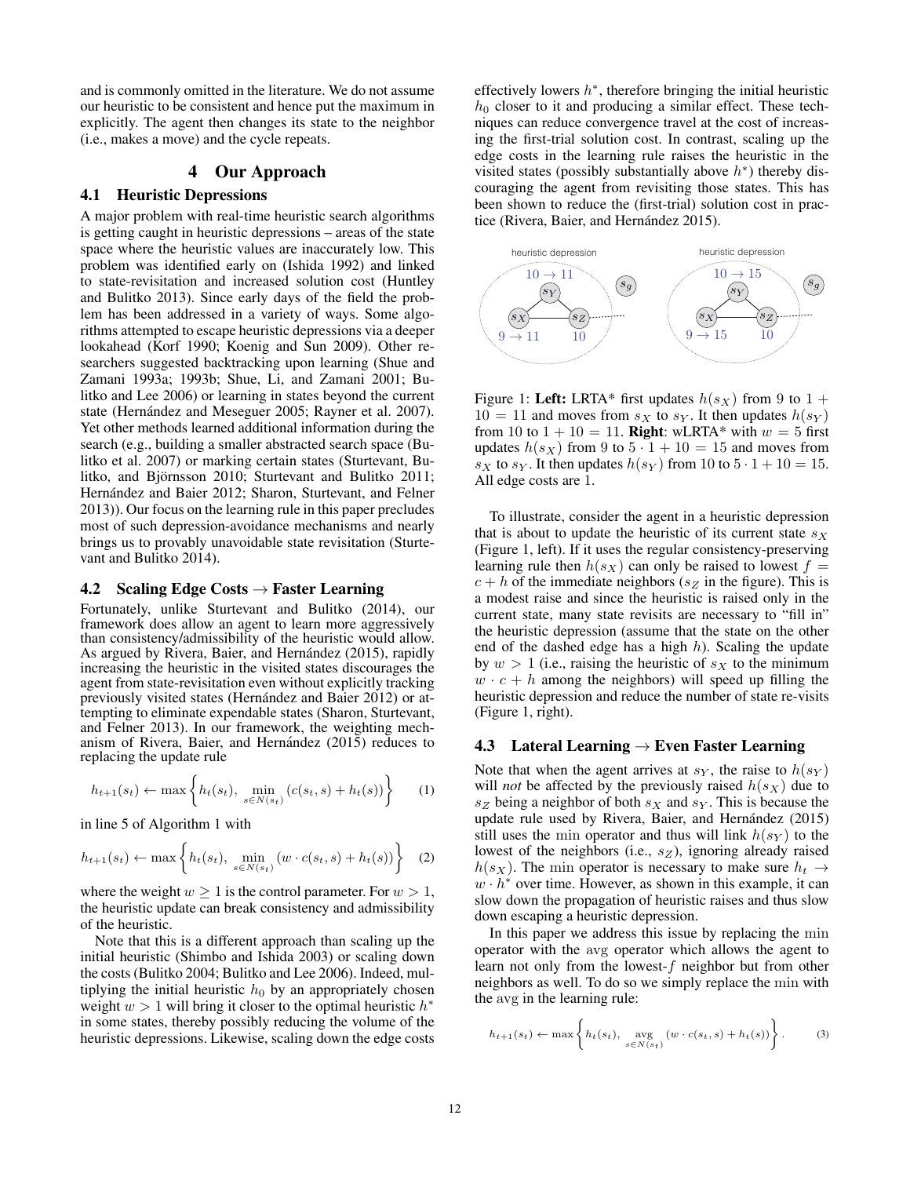and is commonly omitted in the literature. We do not assume our heuristic to be consistent and hence put the maximum in explicitly. The agent then changes its state to the neighbor (i.e., makes a move) and the cycle repeats.

# 4 Our Approach

## 4.1 Heuristic Depressions

A major problem with real-time heuristic search algorithms is getting caught in heuristic depressions – areas of the state space where the heuristic values are inaccurately low. This problem was identified early on (Ishida 1992) and linked to state-revisitation and increased solution cost (Huntley and Bulitko 2013). Since early days of the field the problem has been addressed in a variety of ways. Some algorithms attempted to escape heuristic depressions via a deeper lookahead (Korf 1990; Koenig and Sun 2009). Other researchers suggested backtracking upon learning (Shue and Zamani 1993a; 1993b; Shue, Li, and Zamani 2001; Bulitko and Lee 2006) or learning in states beyond the current state (Hernández and Meseguer 2005; Rayner et al. 2007). Yet other methods learned additional information during the search (e.g., building a smaller abstracted search space (Bulitko et al. 2007) or marking certain states (Sturtevant, Bulitko, and Björnsson 2010; Sturtevant and Bulitko 2011; Hernández and Baier 2012; Sharon, Sturtevant, and Felner 2013)). Our focus on the learning rule in this paper precludes most of such depression-avoidance mechanisms and nearly brings us to provably unavoidable state revisitation (Sturtevant and Bulitko 2014).

## 4.2 Scaling Edge Costs → Faster Learning

Fortunately, unlike Sturtevant and Bulitko (2014), our framework does allow an agent to learn more aggressively than consistency/admissibility of the heuristic would allow. As argued by Rivera, Baier, and Hernández (2015), rapidly increasing the heuristic in the visited states discourages the agent from state-revisitation even without explicitly tracking previously visited states (Hernández and Baier 2012) or attempting to eliminate expendable states (Sharon, Sturtevant, and Felner 2013). In our framework, the weighting mechanism of Rivera, Baier, and Hernández (2015) reduces to replacing the update rule

$$h_{t+1}(s_t) \leftarrow \max\left\{h_t(s_t),\ \min_{s \in N(s_t)} (c(s_t, s) + h_t(s))\right\} \quad (1)$$

in line 5 of Algorithm 1 with

$$h_{t+1}(s_t) \leftarrow \max\left\{h_t(s_t),\ \min_{s \in N(s_t)} (w \cdot c(s_t, s) + h_t(s))\right\} \quad (2)$$

where the weight $w \geq 1$ is the control parameter. For $w > 1$, the heuristic update can break consistency and admissibility of the heuristic.

Note that this is a different approach than scaling up the initial heuristic (Shimbo and Ishida 2003) or scaling down the costs (Bulitko 2004; Bulitko and Lee 2006). Indeed, multiplying the initial heuristic $h_0$ by an appropriately chosen weight $w > 1$ will bring it closer to the optimal heuristic $h^*$ in some states, thereby possibly reducing the volume of the heuristic depressions. Likewise, scaling down the edge costs effectively lowers $h^*$, therefore bringing the initial heuristic $h_0$ closer to it and producing a similar effect. These techniques can reduce convergence travel at the cost of increasing the first-trial solution cost. In contrast, scaling up the edge costs in the learning rule raises the heuristic in the visited states (possibly substantially above $h^*$) thereby discouraging the agent from revisiting those states. This has been shown to reduce the (first-trial) solution cost in practice (Rivera, Baier, and Hernández 2015).

Figure 1: **Left:** LRTA* first updates $h(s_X)$ from 9 to $1 + 10 = 11$ and moves from $s_X$ to $s_Y$. It then updates $h(s_Y)$ from 10 to $1 + 10 = 11$. **Right**: wLRTA* with $w = 5$ first updates $h(s_X)$ from 9 to $5 \cdot 1 + 10 = 15$ and moves from $s_X$ to $s_Y$. It then updates $h(s_Y)$ from 10 to $5 \cdot 1 + 10 = 15$. All edge costs are 1.

To illustrate, consider the agent in a heuristic depression that is about to update the heuristic of its current state $s_X$ (Figure 1, left). If it uses the regular consistency-preserving learning rule then $h(s_X)$ can only be raised to lowest $f = c + h$ of the immediate neighbors ($s_Z$ in the figure). This is a modest raise and since the heuristic is raised only in the current state, many state revisits are necessary to "fill in" the heuristic depression (assume that the state on the other end of the dashed edge has a high $h$). Scaling the update by $w > 1$ (i.e., raising the heuristic of $s_X$ to the minimum $w \cdot c + h$ among the neighbors) will speed up filling the heuristic depression and reduce the number of state re-visits (Figure 1, right).

## 4.3 Lateral Learning → Even Faster Learning

Note that when the agent arrives at $s_Y$, the raise to $h(s_Y)$ will *not* be affected by the previously raised $h(s_X)$ due to $s_Z$ being a neighbor of both $s_X$ and $s_Y$. This is because the update rule used by Rivera, Baier, and Hernández (2015) still uses the min operator and thus will link $h(s_Y)$ to the lowest of the neighbors (i.e., $s_Z$), ignoring already raised $h(s_X)$. The min operator is necessary to make sure $h_t \to w \cdot h^*$ over time. However, as shown in this example, it can slow down the propagation of heuristic raises and thus slow down escaping a heuristic depression.

In this paper we address this issue by replacing the min operator with the avg operator which allows the agent to learn not only from the lowest-$f$ neighbor but from other neighbors as well. To do so we simply replace the min with the avg in the learning rule:

$$h_{t+1}(s_t) \leftarrow \max\left\{h_t(s_t),\ \operatorname*{avg}_{s \in N(s_t)} (w \cdot c(s_t, s) + h_t(s))\right\}. \quad (3)$$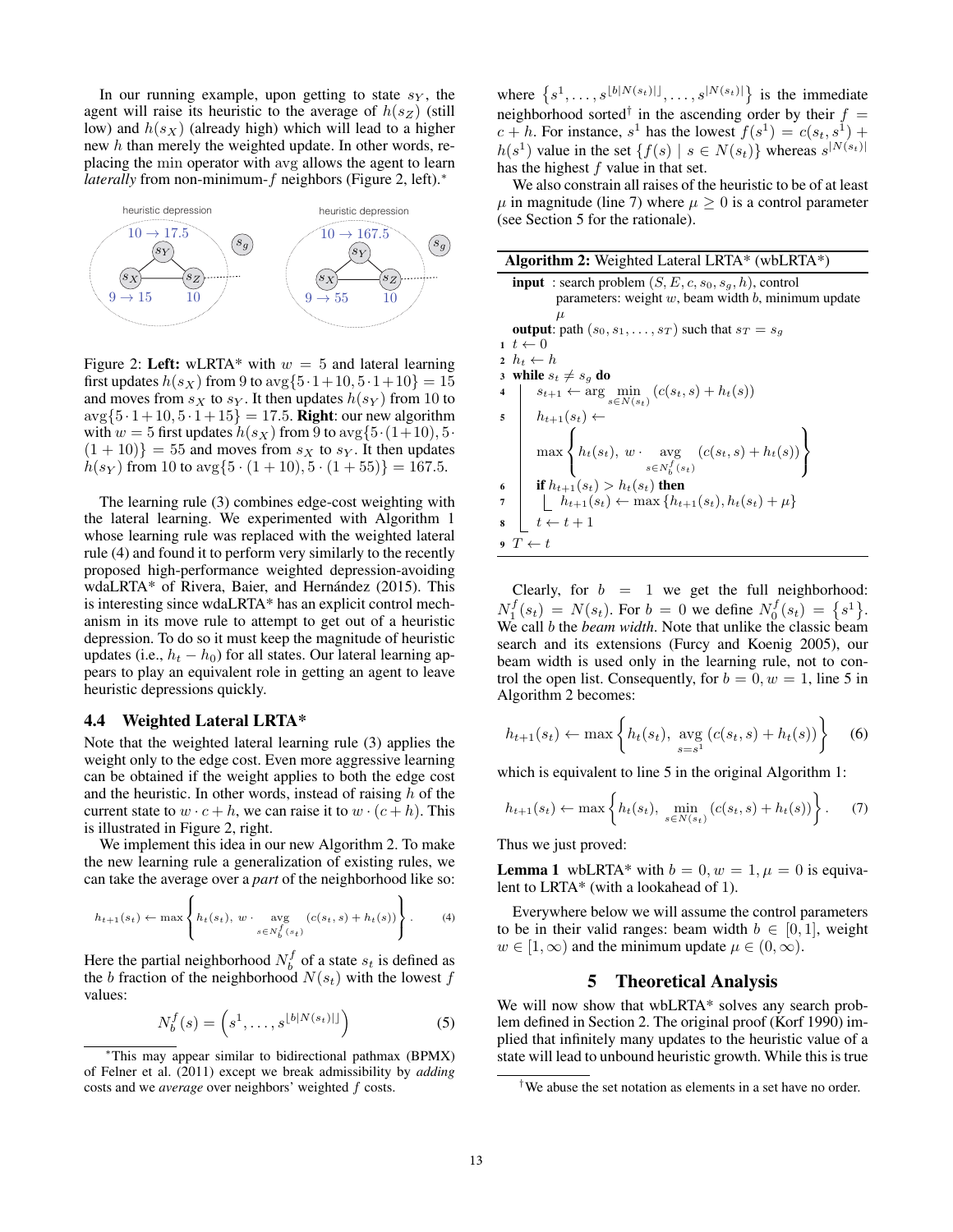In our running example, upon getting to state $s_Y$, the agent will raise its heuristic to the average of $h(s_Z)$ (still low) and $h(s_X)$ (already high) which will lead to a higher new $h$ than merely the weighted update. In other words, replacing the min operator with avg allows the agent to learn *laterally* from non-minimum-$f$ neighbors (Figure 2, left).*

Figure 2: **Left:** wLRTA* with $w = 5$ and lateral learning first updates $h(s_X)$ from 9 to $\text{avg}\{5 \cdot 1 + 10, 5 \cdot 1 + 10\} = 15$ and moves from $s_X$ to $s_Y$. It then updates $h(s_Y)$ from 10 to $\text{avg}\{5 \cdot 1 + 10, 5 \cdot 1 + 15\} = 17.5$. **Right**: our new algorithm with $w = 5$ first updates $h(s_X)$ from 9 to $\text{avg}\{5 \cdot (1+10), 5 \cdot (1+10)\} = 55$ and moves from $s_X$ to $s_Y$. It then updates $h(s_Y)$ from 10 to $\text{avg}\{5 \cdot (1+10), 5 \cdot (1+55)\} = 167.5$.

The learning rule (3) combines edge-cost weighting with the lateral learning. We experimented with Algorithm 1 whose learning rule was replaced with the weighted lateral rule (4) and found it to perform very similarly to the recently proposed high-performance weighted depression-avoiding wdaLRTA* of Rivera, Baier, and Hernández (2015). This is interesting since wdaLRTA* has an explicit control mechanism in its move rule to attempt to get out of a heuristic depression. To do so it must keep the magnitude of heuristic updates (i.e., $h_t - h_0$) for all states. Our lateral learning appears to play an equivalent role in getting an agent to leave heuristic depressions quickly.

### 4.4 Weighted Lateral LRTA*

Note that the weighted lateral learning rule (3) applies the weight only to the edge cost. Even more aggressive learning can be obtained if the weight applies to both the edge cost and the heuristic. In other words, instead of raising $h$ of the current state to $w \cdot c + h$, we can raise it to $w \cdot (c + h)$. This is illustrated in Figure 2, right.

We implement this idea in our new Algorithm 2. To make the new learning rule a generalization of existing rules, we can take the average over a *part* of the neighborhood like so:

$$h_{t+1}(s_t) \leftarrow \max \left\{ h_t(s_t),\ w \cdot \underset{s \in N_b^f(s_t)}{\text{avg}} (c(s_t, s) + h_t(s)) \right\}. \quad (4)$$

Here the partial neighborhood $N_b^f$ of a state $s_t$ is defined as the $b$ fraction of the neighborhood $N(s_t)$ with the lowest $f$ values:

$$N_b^f(s) = \left( s^1, \ldots, s^{\lfloor b|N(s_t)| \rfloor} \right) \quad (5)$$

where $\left\{ s^1, \ldots, s^{\lfloor b|N(s_t)| \rfloor}, \ldots, s^{|N(s_t)|} \right\}$ is the immediate neighborhood sorted† in the ascending order by their $f = c + h$. For instance, $s^1$ has the lowest $f(s^1) = c(s_t, s^1) + h(s^1)$ value in the set $\{f(s) \mid s \in N(s_t)\}$ whereas $s^{|N(s_t)|}$ has the highest $f$ value in that set.

We also constrain all raises of the heuristic to be of at least $\mu$ in magnitude (line 7) where $\mu \geq 0$ is a control parameter (see Section 5 for the rationale).

**Algorithm 2:** Weighted Lateral LRTA* (wbLRTA*)

```
  input : search problem (S, E, c, s_0, s_g, h), control
          parameters: weight w, beam width b, minimum update μ
  output: path (s_0, s_1, ..., s_T) such that s_T = s_g
1 t ← 0
2 h_t ← h
3 while s_t ≠ s_g do
4   |  s_{t+1} ← arg min_{s ∈ N(s_t)} (c(s_t, s) + h_t(s))
5   |  h_{t+1}(s_t) ←
    |     max { h_t(s_t), w · avg_{s ∈ N_b^f(s_t)} (c(s_t, s) + h_t(s)) }
6   |  if h_{t+1}(s_t) > h_t(s_t) then
7   |  |  h_{t+1}(s_t) ← max {h_{t+1}(s_t), h_t(s_t) + μ}
8   |  t ← t + 1
9 T ← t
```

Clearly, for $b = 1$ we get the full neighborhood: $N_1^f(s_t) = N(s_t)$. For $b = 0$ we define $N_0^f(s_t) = \{s^1\}$. We call $b$ the *beam width*. Note that unlike the classic beam search and its extensions (Furcy and Koenig 2005), our beam width is used only in the learning rule, not to control the open list. Consequently, for $b = 0, w = 1$, line 5 in Algorithm 2 becomes:

$$h_{t+1}(s_t) \leftarrow \max \left\{ h_t(s_t),\ \underset{s = s^1}{\text{avg}} (c(s_t, s) + h_t(s)) \right\} \quad (6)$$

which is equivalent to line 5 in the original Algorithm 1:

$$h_{t+1}(s_t) \leftarrow \max \left\{ h_t(s_t),\ \min_{s \in N(s_t)} (c(s_t, s) + h_t(s)) \right\}. \quad (7)$$

Thus we just proved:

**Lemma 1** wbLRTA* with $b = 0, w = 1, \mu = 0$ is equivalent to LRTA* (with a lookahead of 1).

Everywhere below we will assume the control parameters to be in their valid ranges: beam width $b \in [0, 1]$, weight $w \in [1, \infty)$ and the minimum update $\mu \in (0, \infty)$.

## 5 Theoretical Analysis

We will now show that wbLRTA* solves any search problem defined in Section 2. The original proof (Korf 1990) implied that infinitely many updates to the heuristic value of a state will lead to unbound heuristic growth. While this is true

*This may appear similar to bidirectional pathmax (BPMX) of Felner et al. (2011) except we break admissibility by *adding* costs and we *average* over neighbors' weighted $f$ costs.

†We abuse the set notation as elements in a set have no order.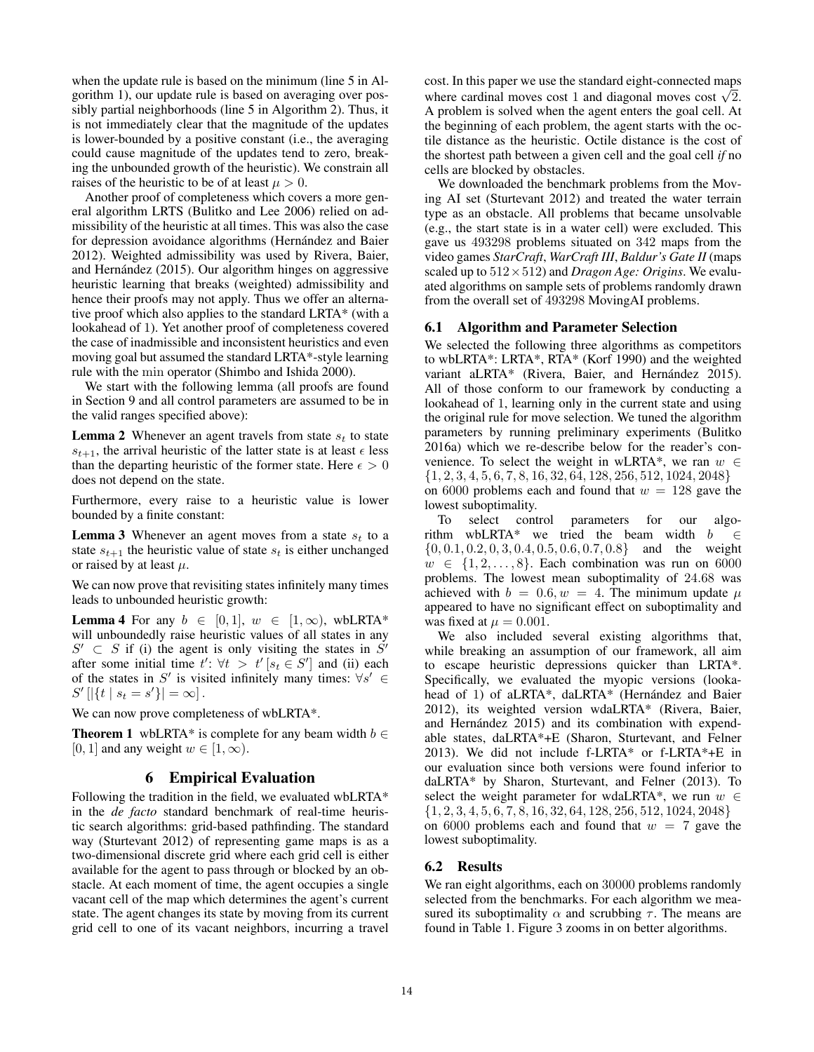when the update rule is based on the minimum (line 5 in Algorithm 1), our update rule is based on averaging over possibly partial neighborhoods (line 5 in Algorithm 2). Thus, it is not immediately clear that the magnitude of the updates is lower-bounded by a positive constant (i.e., the averaging could cause magnitude of the updates tend to zero, breaking the unbounded growth of the heuristic). We constrain all raises of the heuristic to be of at least $\mu > 0$.

Another proof of completeness which covers a more general algorithm LRTS (Bulitko and Lee 2006) relied on admissibility of the heuristic at all times. This was also the case for depression avoidance algorithms (Hernández and Baier 2012). Weighted admissibility was used by Rivera, Baier, and Hernández (2015). Our algorithm hinges on aggressive heuristic learning that breaks (weighted) admissibility and hence their proofs may not apply. Thus we offer an alternative proof which also applies to the standard LRTA* (with a lookahead of 1). Yet another proof of completeness covered the case of inadmissible and inconsistent heuristics and even moving goal but assumed the standard LRTA*-style learning rule with the $\min$ operator (Shimbo and Ishida 2000).

We start with the following lemma (all proofs are found in Section 9 and all control parameters are assumed to be in the valid ranges specified above):

**Lemma 2** Whenever an agent travels from state $s_t$ to state $s_{t+1}$, the arrival heuristic of the latter state is at least $\epsilon$ less than the departing heuristic of the former state. Here $\epsilon > 0$ does not depend on the state.

Furthermore, every raise to a heuristic value is lower bounded by a finite constant:

**Lemma 3** Whenever an agent moves from a state $s_t$ to a state $s_{t+1}$ the heuristic value of state $s_t$ is either unchanged or raised by at least $\mu$.

We can now prove that revisiting states infinitely many times leads to unbounded heuristic growth:

**Lemma 4** For any $b \in [0, 1]$, $w \in [1, \infty)$, wbLRTA* will unboundedly raise heuristic values of all states in any $S' \subset S$ if (i) the agent is only visiting the states in $S'$ after some initial time $t'$: $\forall t > t' [s_t \in S']$ and (ii) each of the states in $S'$ is visited infinitely many times: $\forall s' \in S' [|\{t \mid s_t = s'\}| = \infty]$.

We can now prove completeness of wbLRTA*.

**Theorem 1** wbLRTA* is complete for any beam width $b \in [0, 1]$ and any weight $w \in [1, \infty)$.

# 6 Empirical Evaluation

Following the tradition in the field, we evaluated wbLRTA* in the *de facto* standard benchmark of real-time heuristic search algorithms: grid-based pathfinding. The standard way (Sturtevant 2012) of representing game maps is as a two-dimensional discrete grid where each grid cell is either available for the agent to pass through or blocked by an obstacle. At each moment of time, the agent occupies a single vacant cell of the map which determines the agent's current state. The agent changes its state by moving from its current grid cell to one of its vacant neighbors, incurring a travel cost. In this paper we use the standard eight-connected maps where cardinal moves cost 1 and diagonal moves cost $\sqrt{2}$. A problem is solved when the agent enters the goal cell. At the beginning of each problem, the agent starts with the octile distance as the heuristic. Octile distance is the cost of the shortest path between a given cell and the goal cell *if* no cells are blocked by obstacles.

We downloaded the benchmark problems from the Moving AI set (Sturtevant 2012) and treated the water terrain type as an obstacle. All problems that became unsolvable (e.g., the start state is in a water cell) were excluded. This gave us 493298 problems situated on 342 maps from the video games *StarCraft*, *WarCraft III*, *Baldur's Gate II* (maps scaled up to $512 \times 512$) and *Dragon Age: Origins*. We evaluated algorithms on sample sets of problems randomly drawn from the overall set of 493298 MovingAI problems.

## 6.1 Algorithm and Parameter Selection

We selected the following three algorithms as competitors to wbLRTA*: LRTA*, RTA* (Korf 1990) and the weighted variant aLRTA* (Rivera, Baier, and Hernández 2015). All of those conform to our framework by conducting a lookahead of 1, learning only in the current state and using the original rule for move selection. We tuned the algorithm parameters by running preliminary experiments (Bulitko 2016a) which we re-describe below for the reader's convenience. To select the weight in wLRTA*, we ran $w \in \{1, 2, 3, 4, 5, 6, 7, 8, 16, 32, 64, 128, 256, 512, 1024, 2048\}$ on 6000 problems each and found that $w = 128$ gave the lowest suboptimality.

To select control parameters for our algorithm wbLRTA* we tried the beam width $b \in \{0, 0.1, 0.2, 0, 3, 0.4, 0.5, 0.6, 0.7, 0.8\}$ and the weight $w \in \{1, 2, \ldots, 8\}$. Each combination was run on 6000 problems. The lowest mean suboptimality of 24.68 was achieved with $b = 0.6, w = 4$. The minimum update $\mu$ appeared to have no significant effect on suboptimality and was fixed at $\mu = 0.001$.

We also included several existing algorithms that, while breaking an assumption of our framework, all aim to escape heuristic depressions quicker than LRTA*. Specifically, we evaluated the myopic versions (lookahead of 1) of aLRTA*, daLRTA* (Hernández and Baier 2012), its weighted version wdaLRTA* (Rivera, Baier, and Hernández 2015) and its combination with expendable states, daLRTA*+E (Sharon, Sturtevant, and Felner 2013). We did not include f-LRTA* or f-LRTA*+E in our evaluation since both versions were found inferior to daLRTA* by Sharon, Sturtevant, and Felner (2013). To select the weight parameter for wdaLRTA*, we run $w \in \{1, 2, 3, 4, 5, 6, 7, 8, 16, 32, 64, 128, 256, 512, 1024, 2048\}$ on 6000 problems each and found that $w = 7$ gave the lowest suboptimality.

## 6.2 Results

We ran eight algorithms, each on 30000 problems randomly selected from the benchmarks. For each algorithm we measured its suboptimality $\alpha$ and scrubbing $\tau$. The means are found in Table 1. Figure 3 zooms in on better algorithms.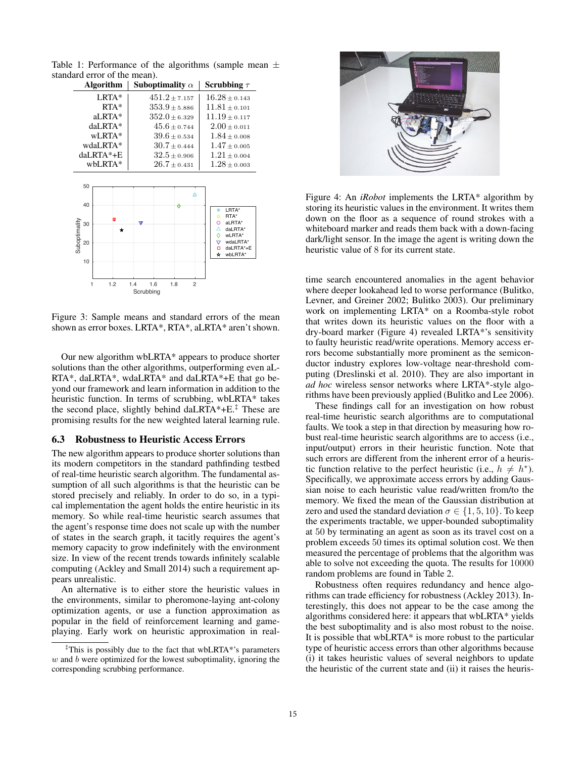Table 1: Performance of the algorithms (sample mean ± standard error of the mean).

| Algorithm | Suboptimality $\alpha$ | Scrubbing $\tau$ |
|---|---|---|
| LRTA* | $451.2 \pm 7.157$ | $16.28 \pm 0.143$ |
| RTA* | $353.9 \pm 5.886$ | $11.81 \pm 0.101$ |
| aLRTA* | $352.0 \pm 6.329$ | $11.19 \pm 0.117$ |
| daLRTA* | $45.6 \pm 0.744$ | $2.00 \pm 0.011$ |
| wLRTA* | $39.6 \pm 0.534$ | $1.84 \pm 0.008$ |
| wdaLRTA* | $30.7 \pm 0.444$ | $1.47 \pm 0.005$ |
| daLRTA*+E | $32.5 \pm 0.906$ | $1.21 \pm 0.004$ |
| wbLRTA* | $26.7 \pm 0.431$ | $1.28 \pm 0.003$ |

Figure 3: Sample means and standard errors of the mean shown as error boxes. LRTA*, RTA*, aLRTA* aren't shown.

Our new algorithm wbLRTA* appears to produce shorter solutions than the other algorithms, outperforming even aLRTA*, daLRTA*, wdaLRTA* and daLRTA*+E that go beyond our framework and learn information in addition to the heuristic function. In terms of scrubbing, wbLRTA* takes the second place, slightly behind daLRTA*+E.[‡] These are promising results for the new weighted lateral learning rule.

## 6.3 Robustness to Heuristic Access Errors

The new algorithm appears to produce shorter solutions than its modern competitors in the standard pathfinding testbed of real-time heuristic search algorithm. The fundamental assumption of all such algorithms is that the heuristic can be stored precisely and reliably. In order to do so, in a typical implementation the agent holds the entire heuristic in its memory. So while real-time heuristic search assumes that the agent's response time does not scale up with the number of states in the search graph, it tacitly requires the agent's memory capacity to grow indefinitely with the environment size. In view of the recent trends towards infinitely scalable computing (Ackley and Small 2014) such a requirement appears unrealistic.

An alternative is to either store the heuristic values in the environments, similar to pheromone-laying ant-colony optimization agents, or use a function approximation as popular in the field of reinforcement learning and game-playing. Early work on heuristic approximation in real-time search encountered anomalies in the agent behavior where deeper lookahead led to worse performance (Bulitko, Levner, and Greiner 2002; Bulitko 2003). Our preliminary work on implementing LRTA* on a Roomba-style robot that writes down its heuristic values on the floor with a dry-board marker (Figure 4) revealed LRTA*'s sensitivity to faulty heuristic read/write operations. Memory access errors become substantially more prominent as the semiconductor industry explores low-voltage near-threshold computing (Dreslinski et al. 2010). They are also important in *ad hoc* wireless sensor networks where LRTA*-style algorithms have been previously applied (Bulitko and Lee 2006).

Figure 4: An *iRobot* implements the LRTA* algorithm by storing its heuristic values in the environment. It writes them down on the floor as a sequence of round strokes with a whiteboard marker and reads them back with a down-facing dark/light sensor. In the image the agent is writing down the heuristic value of 8 for its current state.

These findings call for an investigation on how robust real-time heuristic search algorithms are to computational faults. We took a step in that direction by measuring how robust real-time heuristic search algorithms are to access (i.e., input/output) errors in their heuristic function. Note that such errors are different from the inherent error of a heuristic function relative to the perfect heuristic (i.e., $h \neq h^*$). Specifically, we approximate access errors by adding Gaussian noise to each heuristic value read/written from/to the memory. We fixed the mean of the Gaussian distribution at zero and used the standard deviation $\sigma \in \{1, 5, 10\}$. To keep the experiments tractable, we upper-bounded suboptimality at 50 by terminating an agent as soon as its travel cost on a problem exceeds 50 times its optimal solution cost. We then measured the percentage of problems that the algorithm was able to solve not exceeding the quota. The results for 10000 random problems are found in Table 2.

Robustness often requires redundancy and hence algorithms can trade efficiency for robustness (Ackley 2013). Interestingly, this does not appear to be the case among the algorithms considered here: it appears that wbLRTA* yields the best suboptimality and is also most robust to the noise. It is possible that wbLRTA* is more robust to the particular type of heuristic access errors than other algorithms because (i) it takes heuristic values of several neighbors to update the heuristic of the current state and (ii) it raises the heuris-

[‡] This is possibly due to the fact that wbLRTA*'s parameters $w$ and $b$ were optimized for the lowest suboptimality, ignoring the corresponding scrubbing performance.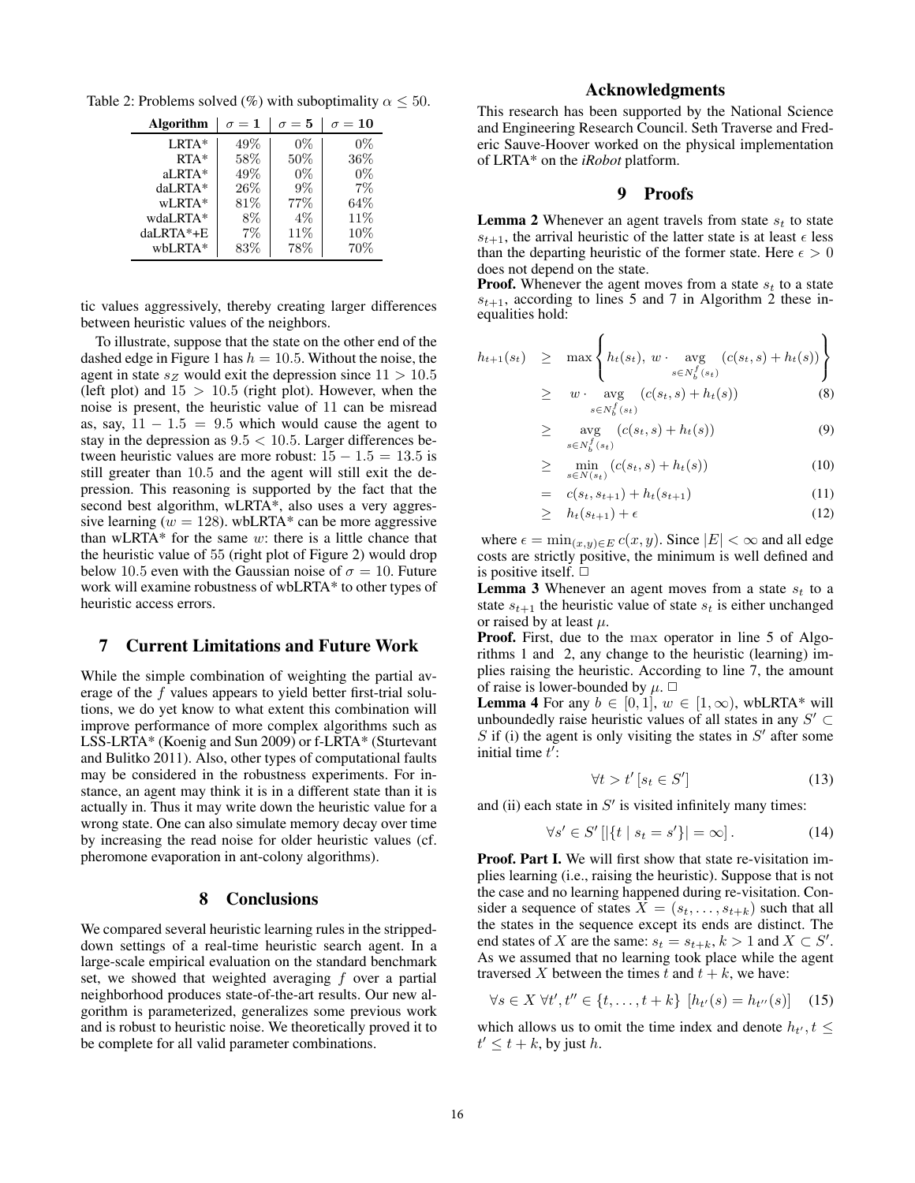Table 2: Problems solved (%) with suboptimality $\alpha \leq 50$.

| Algorithm | $\sigma = 1$ | $\sigma = 5$ | $\sigma = 10$ |
|---|---|---|---|
| LRTA* | 49% | 0% | 0% |
| RTA* | 58% | 50% | 36% |
| aLRTA* | 49% | 0% | 0% |
| daLRTA* | 26% | 9% | 7% |
| wLRTA* | 81% | 77% | 64% |
| wdaLRTA* | 8% | 4% | 11% |
| daLRTA*+E | 7% | 11% | 10% |
| wbLRTA* | 83% | 78% | 70% |

tic values aggressively, thereby creating larger differences between heuristic values of the neighbors.

To illustrate, suppose that the state on the other end of the dashed edge in Figure 1 has $h = 10.5$. Without the noise, the agent in state $s_Z$ would exit the depression since $11 > 10.5$ (left plot) and $15 > 10.5$ (right plot). However, when the noise is present, the heuristic value of 11 can be misread as, say, $11 - 1.5 = 9.5$ which would cause the agent to stay in the depression as $9.5 < 10.5$. Larger differences between heuristic values are more robust: $15 - 1.5 = 13.5$ is still greater than 10.5 and the agent will still exit the depression. This reasoning is supported by the fact that the second best algorithm, wLRTA*, also uses a very aggressive learning ($w = 128$). wbLRTA* can be more aggressive than wLRTA* for the same $w$: there is a little chance that the heuristic value of 55 (right plot of Figure 2) would drop below 10.5 even with the Gaussian noise of $\sigma = 10$. Future work will examine robustness of wbLRTA* to other types of heuristic access errors.

## 7 Current Limitations and Future Work

While the simple combination of weighting the partial average of the $f$ values appears to yield better first-trial solutions, we do yet know to what extent this combination will improve performance of more complex algorithms such as LSS-LRTA* (Koenig and Sun 2009) or f-LRTA* (Sturtevant and Bulitko 2011). Also, other types of computational faults may be considered in the robustness experiments. For instance, an agent may think it is in a different state than it is actually in. Thus it may write down the heuristic value for a wrong state. One can also simulate memory decay over time by increasing the read noise for older heuristic values (cf. pheromone evaporation in ant-colony algorithms).

## 8 Conclusions

We compared several heuristic learning rules in the stripped-down settings of a real-time heuristic search agent. In a large-scale empirical evaluation on the standard benchmark set, we showed that weighted averaging $f$ over a partial neighborhood produces state-of-the-art results. Our new algorithm is parameterized, generalizes some previous work and is robust to heuristic noise. We theoretically proved it to be complete for all valid parameter combinations.

## Acknowledgments

This research has been supported by the National Science and Engineering Research Council. Seth Traverse and Frederic Sauve-Hoover worked on the physical implementation of LRTA* on the *iRobot* platform.

## 9 Proofs

**Lemma 2** Whenever an agent travels from state $s_t$ to state $s_{t+1}$, the arrival heuristic of the latter state is at least $\epsilon$ less than the departing heuristic of the former state. Here $\epsilon > 0$ does not depend on the state.

**Proof.** Whenever the agent moves from a state $s_t$ to a state $s_{t+1}$, according to lines 5 and 7 in Algorithm 2 these inequalities hold:

$$
\begin{aligned}
h_{t+1}(s_t) &\geq \max\left\{ h_t(s_t),\ w \cdot \operatorname*{avg}_{s \in N_b^f(s_t)} (c(s_t, s) + h_t(s)) \right\} \\
&\geq w \cdot \operatorname*{avg}_{s \in N_b^f(s_t)} (c(s_t, s) + h_t(s)) \qquad (8) \\
&\geq \operatorname*{avg}_{s \in N_b^f(s_t)} (c(s_t, s) + h_t(s)) \qquad (9) \\
&\geq \min_{s \in N(s_t)} (c(s_t, s) + h_t(s)) \qquad (10) \\
&= c(s_t, s_{t+1}) + h_t(s_{t+1}) \qquad (11) \\
&\geq h_t(s_{t+1}) + \epsilon \qquad (12)
\end{aligned}
$$

where $\epsilon = \min_{(x,y) \in E} c(x, y)$. Since $|E| < \infty$ and all edge costs are strictly positive, the minimum is well defined and is positive itself. $\square$

**Lemma 3** Whenever an agent moves from a state $s_t$ to a state $s_{t+1}$ the heuristic value of state $s_t$ is either unchanged or raised by at least $\mu$.

**Proof.** First, due to the max operator in line 5 of Algorithms 1 and 2, any change to the heuristic (learning) implies raising the heuristic. According to line 7, the amount of raise is lower-bounded by $\mu$. $\square$

**Lemma 4** For any $b \in [0, 1]$, $w \in [1, \infty)$, wbLRTA* will unboundedly raise heuristic values of all states in any $S' \subset S$ if (i) the agent is only visiting the states in $S'$ after some initial time $t'$:

$$\forall t > t' \, [s_t \in S'] \qquad (13)$$

and (ii) each state in $S'$ is visited infinitely many times:

$$\forall s' \in S' \, [|\{t \mid s_t = s'\}| = \infty] . \qquad (14)$$

**Proof. Part I.** We will first show that state re-visitation implies learning (i.e., raising the heuristic). Suppose that is not the case and no learning happened during re-visitation. Consider a sequence of states $X = (s_t, \ldots, s_{t+k})$ such that all the states in the sequence except its ends are distinct. The end states of $X$ are the same: $s_t = s_{t+k}, k > 1$ and $X \subset S'$. As we assumed that no learning took place while the agent traversed $X$ between the times $t$ and $t + k$, we have:

$$\forall s \in X \ \forall t', t'' \in \{t, \ldots, t + k\} \ [h_{t'}(s) = h_{t''}(s)] \qquad (15)$$

which allows us to omit the time index and denote $h_{t'}, t \leq t' \leq t + k$, by just $h$.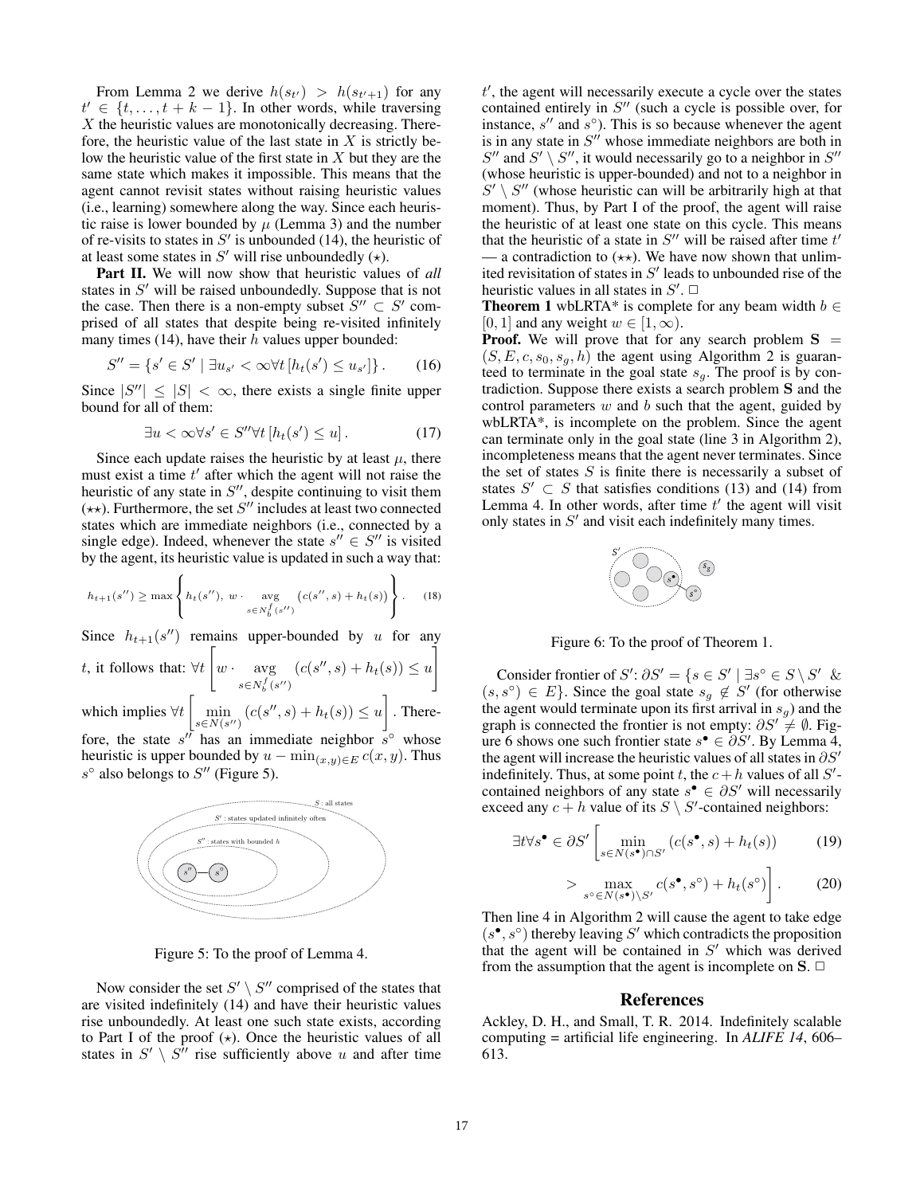From Lemma 2 we derive $h(s_{t'}) > h(s_{t'+1})$ for any $t' \in \{t, \ldots, t+k-1\}$. In other words, while traversing $X$ the heuristic values are monotonically decreasing. Therefore, the heuristic value of the last state in $X$ is strictly below the heuristic value of the first state in $X$ but they are the same state which makes it impossible. This means that the agent cannot revisit states without raising heuristic values (i.e., learning) somewhere along the way. Since each heuristic raise is lower bounded by $\mu$ (Lemma 3) and the number of re-visits to states in $S'$ is unbounded (14), the heuristic of at least some states in $S'$ will rise unboundedly ($\star$).

**Part II.** We will now show that heuristic values of *all* states in $S'$ will be raised unboundedly. Suppose that is not the case. Then there is a non-empty subset $S'' \subset S'$ comprised of all states that despite being re-visited infinitely many times (14), have their $h$ values upper bounded:

$$S'' = \{s' \in S' \mid \exists u_{s'} < \infty \forall t \, [h_t(s') \leq u_{s'}]\}. \qquad (16)$$

Since $|S''| \leq |S| < \infty$, there exists a single finite upper bound for all of them:

$$\exists u < \infty \forall s' \in S'' \forall t \, [h_t(s') \leq u]. \qquad (17)$$

Since each update raises the heuristic by at least $\mu$, there must exist a time $t'$ after which the agent will not raise the heuristic of any state in $S''$, despite continuing to visit them ($\star\star$). Furthermore, the set $S''$ includes at least two connected states which are immediate neighbors (i.e., connected by a single edge). Indeed, whenever the state $s'' \in S''$ is visited by the agent, its heuristic value is updated in such a way that:

$$h_{t+1}(s'') \geq \max \left\{ h_t(s''),\ w \cdot \underset{s \in N_b^f(s'')}{\text{avg}} \left( c(s'', s) + h_t(s) \right) \right\}. \qquad (18)$$

Since $h_{t+1}(s'')$ remains upper-bounded by $u$ for any $t$, it follows that: $\forall t \left[ w \cdot \underset{s \in N_b^f(s'')}{\text{avg}} \left( c(s'', s) + h_t(s) \right) \leq u \right]$ which implies $\forall t \left[ \min_{s \in N(s'')} \left( c(s'', s) + h_t(s) \right) \leq u \right]$. Therefore, the state $s''$ has an immediate neighbor $s^\circ$ whose heuristic is upper bounded by $u - \min_{(x,y) \in E} c(x, y)$. Thus $s^\circ$ also belongs to $S''$ (Figure 5).

Figure 5: To the proof of Lemma 4.

Now consider the set $S' \setminus S''$ comprised of the states that are visited indefinitely (14) and have their heuristic values rise unboundedly. At least one such state exists, according to Part I of the proof ($\star$). Once the heuristic values of all states in $S' \setminus S''$ rise sufficiently above $u$ and after time $t'$, the agent will necessarily execute a cycle over the states contained entirely in $S''$ (such a cycle is possible over, for instance, $s''$ and $s^\circ$). This is so because whenever the agent is in any state in $S''$ whose immediate neighbors are both in $S''$ and $S' \setminus S''$, it would necessarily go to a neighbor in $S''$ (whose heuristic is upper-bounded) and not to a neighbor in $S' \setminus S''$ (whose heuristic can will be arbitrarily high at that moment). Thus, by Part I of the proof, the agent will raise the heuristic of at least one state on this cycle. This means that the heuristic of a state in $S''$ will be raised after time $t'$ — a contradiction to ($\star\star$). We have now shown that unlimited revisitation of states in $S'$ leads to unbounded rise of the heuristic values in all states in $S'$. □

**Theorem 1** wbLRTA* is complete for any beam width $b \in [0, 1]$ and any weight $w \in [1, \infty)$.

**Proof.** We will prove that for any search problem $\mathbf{S} = (S, E, c, s_0, s_g, h)$ the agent using Algorithm 2 is guaranteed to terminate in the goal state $s_g$. The proof is by contradiction. Suppose there exists a search problem $\mathbf{S}$ and the control parameters $w$ and $b$ such that the agent, guided by wbLRTA*, is incomplete on the problem. Since the agent can terminate only in the goal state (line 3 in Algorithm 2), incompleteness means that the agent never terminates. Since the set of states $S$ is finite there is necessarily a subset of states $S' \subset S$ that satisfies conditions (13) and (14) from Lemma 4. In other words, after time $t'$ the agent will visit only states in $S'$ and visit each indefinitely many times.

Figure 6: To the proof of Theorem 1.

Consider frontier of $S'$: $\partial S' = \{s \in S' \mid \exists s^\circ \in S \setminus S' \ \& \ (s, s^\circ) \in E\}$. Since the goal state $s_g \notin S'$ (for otherwise the agent would terminate upon its first arrival in $s_g$) and the graph is connected the frontier is not empty: $\partial S' \neq \emptyset$. Figure 6 shows one such frontier state $s^\bullet \in \partial S'$. By Lemma 4, the agent will increase the heuristic values of all states in $\partial S'$ indefinitely. Thus, at some point $t$, the $c + h$ values of all $S'$-contained neighbors of any state $s^\bullet \in \partial S'$ will necessarily exceed any $c + h$ value of its $S \setminus S'$-contained neighbors:

$$\exists t \forall s^\bullet \in \partial S' \left[ \min_{s \in N(s^\bullet) \cap S'} \left( c(s^\bullet, s) + h_t(s) \right) \right. \qquad (19)$$

$$\left. > \max_{s^\circ \in N(s^\bullet) \setminus S'} c(s^\bullet, s^\circ) + h_t(s^\circ) \right]. \qquad (20)$$

Then line 4 in Algorithm 2 will cause the agent to take edge $(s^\bullet, s^\circ)$ thereby leaving $S'$ which contradicts the proposition that the agent will be contained in $S'$ which was derived from the assumption that the agent is incomplete on $\mathbf{S}$. □

## References

Ackley, D. H., and Small, T. R. 2014. Indefinitely scalable computing = artificial life engineering. In *ALIFE 14*, 606–613.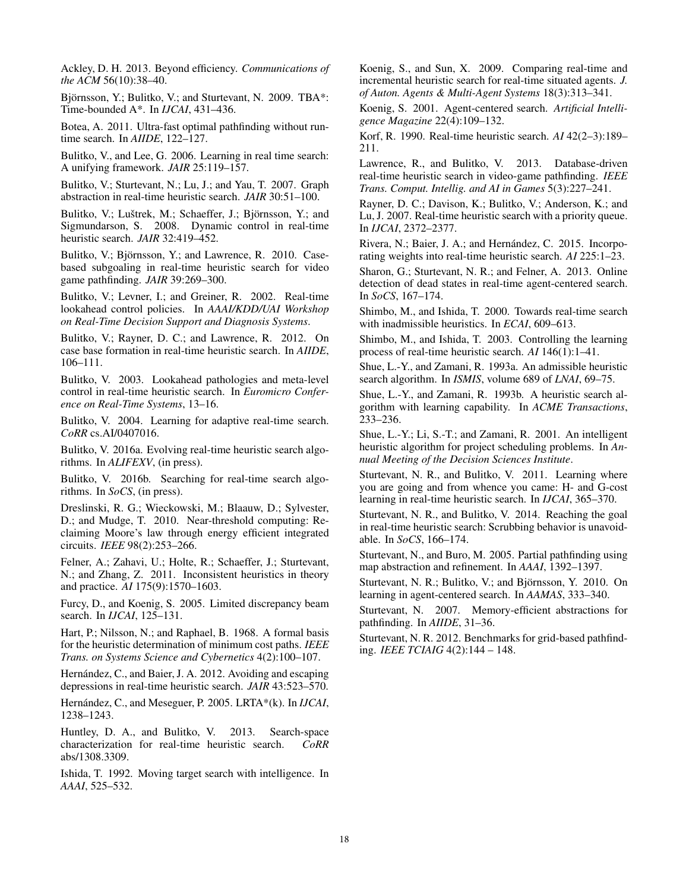Ackley, D. H. 2013. Beyond efficiency. *Communications of the ACM* 56(10):38–40.

Björnsson, Y.; Bulitko, V.; and Sturtevant, N. 2009. TBA*: Time-bounded A*. In *IJCAI*, 431–436.

Botea, A. 2011. Ultra-fast optimal pathfinding without runtime search. In *AIIDE*, 122–127.

Bulitko, V., and Lee, G. 2006. Learning in real time search: A unifying framework. *JAIR* 25:119–157.

Bulitko, V.; Sturtevant, N.; Lu, J.; and Yau, T. 2007. Graph abstraction in real-time heuristic search. *JAIR* 30:51–100.

Bulitko, V.; Luštrek, M.; Schaeffer, J.; Björnsson, Y.; and Sigmundarson, S. 2008. Dynamic control in real-time heuristic search. *JAIR* 32:419–452.

Bulitko, V.; Björnsson, Y.; and Lawrence, R. 2010. Case-based subgoaling in real-time heuristic search for video game pathfinding. *JAIR* 39:269–300.

Bulitko, V.; Levner, I.; and Greiner, R. 2002. Real-time lookahead control policies. In *AAAI/KDD/UAI Workshop on Real-Time Decision Support and Diagnosis Systems*.

Bulitko, V.; Rayner, D. C.; and Lawrence, R. 2012. On case base formation in real-time heuristic search. In *AIIDE*, 106–111.

Bulitko, V. 2003. Lookahead pathologies and meta-level control in real-time heuristic search. In *Euromicro Conference on Real-Time Systems*, 13–16.

Bulitko, V. 2004. Learning for adaptive real-time search. *CoRR* cs.AI/0407016.

Bulitko, V. 2016a. Evolving real-time heuristic search algorithms. In *ALIFEXV*, (in press).

Bulitko, V. 2016b. Searching for real-time search algorithms. In *SoCS*, (in press).

Dreslinski, R. G.; Wieckowski, M.; Blaauw, D.; Sylvester, D.; and Mudge, T. 2010. Near-threshold computing: Reclaiming Moore's law through energy efficient integrated circuits. *IEEE* 98(2):253–266.

Felner, A.; Zahavi, U.; Holte, R.; Schaeffer, J.; Sturtevant, N.; and Zhang, Z. 2011. Inconsistent heuristics in theory and practice. *AI* 175(9):1570–1603.

Furcy, D., and Koenig, S. 2005. Limited discrepancy beam search. In *IJCAI*, 125–131.

Hart, P.; Nilsson, N.; and Raphael, B. 1968. A formal basis for the heuristic determination of minimum cost paths. *IEEE Trans. on Systems Science and Cybernetics* 4(2):100–107.

Hernández, C., and Baier, J. A. 2012. Avoiding and escaping depressions in real-time heuristic search. *JAIR* 43:523–570.

Hernández, C., and Meseguer, P. 2005. LRTA*(k). In *IJCAI*, 1238–1243.

Huntley, D. A., and Bulitko, V. 2013. Search-space characterization for real-time heuristic search. *CoRR* abs/1308.3309.

Ishida, T. 1992. Moving target search with intelligence. In *AAAI*, 525–532.

Koenig, S., and Sun, X. 2009. Comparing real-time and incremental heuristic search for real-time situated agents. *J. of Auton. Agents & Multi-Agent Systems* 18(3):313–341.

Koenig, S. 2001. Agent-centered search. *Artificial Intelligence Magazine* 22(4):109–132.

Korf, R. 1990. Real-time heuristic search. *AI* 42(2–3):189–211.

Lawrence, R., and Bulitko, V. 2013. Database-driven real-time heuristic search in video-game pathfinding. *IEEE Trans. Comput. Intellig. and AI in Games* 5(3):227–241.

Rayner, D. C.; Davison, K.; Bulitko, V.; Anderson, K.; and Lu, J. 2007. Real-time heuristic search with a priority queue. In *IJCAI*, 2372–2377.

Rivera, N.; Baier, J. A.; and Hernández, C. 2015. Incorporating weights into real-time heuristic search. *AI* 225:1–23.

Sharon, G.; Sturtevant, N. R.; and Felner, A. 2013. Online detection of dead states in real-time agent-centered search. In *SoCS*, 167–174.

Shimbo, M., and Ishida, T. 2000. Towards real-time search with inadmissible heuristics. In *ECAI*, 609–613.

Shimbo, M., and Ishida, T. 2003. Controlling the learning process of real-time heuristic search. *AI* 146(1):1–41.

Shue, L.-Y., and Zamani, R. 1993a. An admissible heuristic search algorithm. In *ISMIS*, volume 689 of *LNAI*, 69–75.

Shue, L.-Y., and Zamani, R. 1993b. A heuristic search algorithm with learning capability. In *ACME Transactions*, 233–236.

Shue, L.-Y.; Li, S.-T.; and Zamani, R. 2001. An intelligent heuristic algorithm for project scheduling problems. In *Annual Meeting of the Decision Sciences Institute*.

Sturtevant, N. R., and Bulitko, V. 2011. Learning where you are going and from whence you came: H- and G-cost learning in real-time heuristic search. In *IJCAI*, 365–370.

Sturtevant, N. R., and Bulitko, V. 2014. Reaching the goal in real-time heuristic search: Scrubbing behavior is unavoidable. In *SoCS*, 166–174.

Sturtevant, N., and Buro, M. 2005. Partial pathfinding using map abstraction and refinement. In *AAAI*, 1392–1397.

Sturtevant, N. R.; Bulitko, V.; and Björnsson, Y. 2010. On learning in agent-centered search. In *AAMAS*, 333–340.

Sturtevant, N. 2007. Memory-efficient abstractions for pathfinding. In *AIIDE*, 31–36.

Sturtevant, N. R. 2012. Benchmarks for grid-based pathfinding. *IEEE TCIAIG* 4(2):144 – 148.